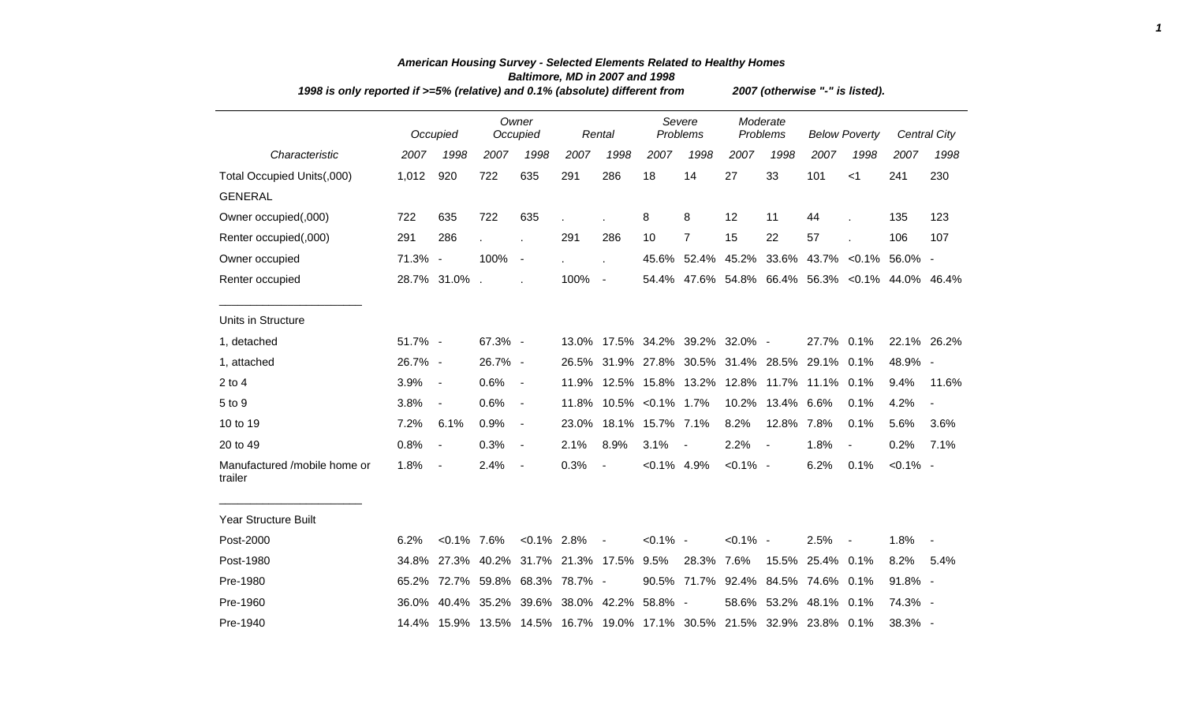# American Housing Survey - Selected Elements Related to Healthy Homes

## Baltimore, MD in 2007 and 1998

*1998 is only reported if >=5% (relative) and 0.1% (absolute) different from 2007 (otherwise "-" is listed).*

| Characteristic | Occupied | | Owner Occupied | | Rental | | Severe Problems | | Moderate Problems | | Below Poverty | | Central City | |
|---|---|---|---|---|---|---|---|---|---|---|---|---|---|---|
| | 2007 | 1998 | 2007 | 1998 | 2007 | 1998 | 2007 | 1998 | 2007 | 1998 | 2007 | 1998 | 2007 | 1998 |
| Total Occupied Units(,000) | 1,012 | 920 | 722 | 635 | 291 | 286 | 18 | 14 | 27 | 33 | 101 | <1 | 241 | 230 |
| GENERAL | | | | | | | | | | | | | | |
| Owner occupied(,000) | 722 | 635 | 722 | 635 | . | . | 8 | 8 | 12 | 11 | 44 | . | 135 | 123 |
| Renter occupied(,000) | 291 | 286 | . | . | 291 | 286 | 10 | 7 | 15 | 22 | 57 | . | 106 | 107 |
| Owner occupied | 71.3% | - | 100% | - | . | . | 45.6% | 52.4% | 45.2% | 33.6% | 43.7% | <0.1% | 56.0% | - |
| Renter occupied | 28.7% | 31.0% | . | . | 100% | - | 54.4% | 47.6% | 54.8% | 66.4% | 56.3% | <0.1% | 44.0% | 46.4% |
| Units in Structure | | | | | | | | | | | | | | |
| 1, detached | 51.7% | - | 67.3% | - | 13.0% | 17.5% | 34.2% | 39.2% | 32.0% | - | 27.7% | 0.1% | 22.1% | 26.2% |
| 1, attached | 26.7% | - | 26.7% | - | 26.5% | 31.9% | 27.8% | 30.5% | 31.4% | 28.5% | 29.1% | 0.1% | 48.9% | - |
| 2 to 4 | 3.9% | - | 0.6% | - | 11.9% | 12.5% | 15.8% | 13.2% | 12.8% | 11.7% | 11.1% | 0.1% | 9.4% | 11.6% |
| 5 to 9 | 3.8% | - | 0.6% | - | 11.8% | 10.5% | <0.1% | 1.7% | 10.2% | 13.4% | 6.6% | 0.1% | 4.2% | - |
| 10 to 19 | 7.2% | 6.1% | 0.9% | - | 23.0% | 18.1% | 15.7% | 7.1% | 8.2% | 12.8% | 7.8% | 0.1% | 5.6% | 3.6% |
| 20 to 49 | 0.8% | - | 0.3% | - | 2.1% | 8.9% | 3.1% | - | 2.2% | - | 1.8% | - | 0.2% | 7.1% |
| Manufactured /mobile home or trailer | 1.8% | - | 2.4% | - | 0.3% | - | <0.1% | 4.9% | <0.1% | - | 6.2% | 0.1% | <0.1% | - |
| Year Structure Built | | | | | | | | | | | | | | |
| Post-2000 | 6.2% | <0.1% | 7.6% | <0.1% | 2.8% | - | <0.1% | - | <0.1% | - | 2.5% | - | 1.8% | - |
| Post-1980 | 34.8% | 27.3% | 40.2% | 31.7% | 21.3% | 17.5% | 9.5% | 28.3% | 7.6% | 15.5% | 25.4% | 0.1% | 8.2% | 5.4% |
| Pre-1980 | 65.2% | 72.7% | 59.8% | 68.3% | 78.7% | - | 90.5% | 71.7% | 92.4% | 84.5% | 74.6% | 0.1% | 91.8% | - |
| Pre-1960 | 36.0% | 40.4% | 35.2% | 39.6% | 38.0% | 42.2% | 58.8% | - | 58.6% | 53.2% | 48.1% | 0.1% | 74.3% | - |
| Pre-1940 | 14.4% | 15.9% | 13.5% | 14.5% | 16.7% | 19.0% | 17.1% | 30.5% | 21.5% | 32.9% | 23.8% | 0.1% | 38.3% | - |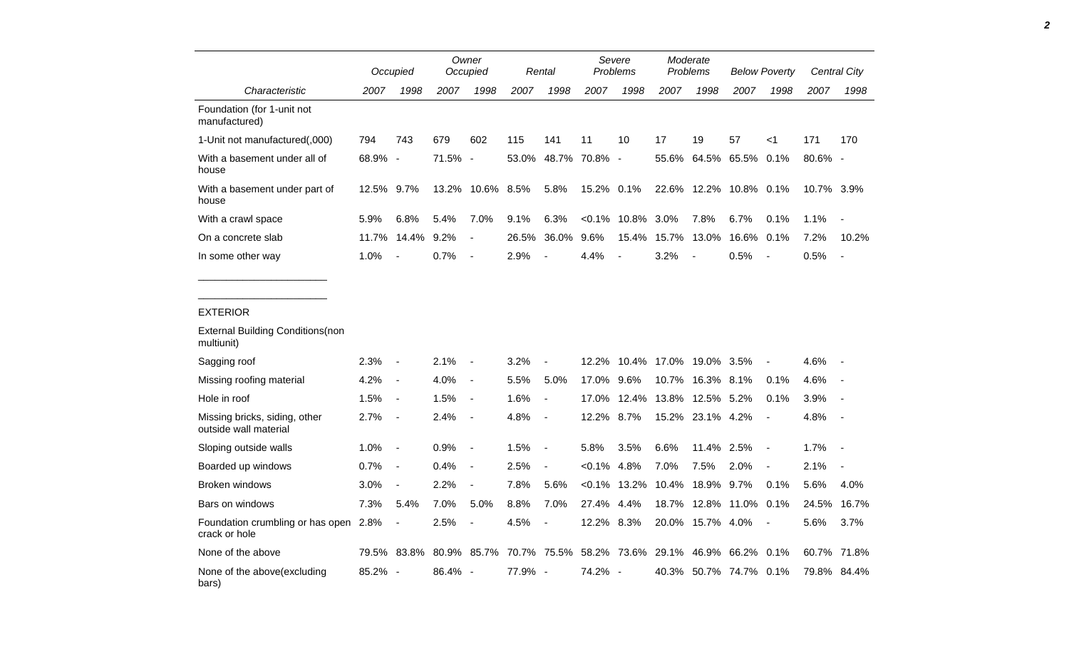| Characteristic | Occupied | | Owner Occupied | | Rental | | Severe Problems | | Moderate Problems | | Below Poverty | | Central City | |
|---|---|---|---|---|---|---|---|---|---|---|---|---|---|---|
| | 2007 | 1998 | 2007 | 1998 | 2007 | 1998 | 2007 | 1998 | 2007 | 1998 | 2007 | 1998 | 2007 | 1998 |
| Foundation (for 1-unit not manufactured) | | | | | | | | | | | | | | |
| 1-Unit not manufactured(,000) | 794 | 743 | 679 | 602 | 115 | 141 | 11 | 10 | 17 | 19 | 57 | <1 | 171 | 170 |
| With a basement under all of house | 68.9% | - | 71.5% | - | 53.0% | 48.7% | 70.8% | - | 55.6% | 64.5% | 65.5% | 0.1% | 80.6% | - |
| With a basement under part of house | 12.5% | 9.7% | 13.2% | 10.6% | 8.5% | 5.8% | 15.2% | 0.1% | 22.6% | 12.2% | 10.8% | 0.1% | 10.7% | 3.9% |
| With a crawl space | 5.9% | 6.8% | 5.4% | 7.0% | 9.1% | 6.3% | <0.1% | 10.8% | 3.0% | 7.8% | 6.7% | 0.1% | 1.1% | - |
| On a concrete slab | 11.7% | 14.4% | 9.2% | - | 26.5% | 36.0% | 9.6% | 15.4% | 15.7% | 13.0% | 16.6% | 0.1% | 7.2% | 10.2% |
| In some other way | 1.0% | - | 0.7% | - | 2.9% | - | 4.4% | - | 3.2% | - | 0.5% | - | 0.5% | - |
| EXTERIOR | | | | | | | | | | | | | | |
| External Building Conditions(non multiunit) | | | | | | | | | | | | | | |
| Sagging roof | 2.3% | - | 2.1% | - | 3.2% | - | 12.2% | 10.4% | 17.0% | 19.0% | 3.5% | - | 4.6% | - |
| Missing roofing material | 4.2% | - | 4.0% | - | 5.5% | 5.0% | 17.0% | 9.6% | 10.7% | 16.3% | 8.1% | 0.1% | 4.6% | - |
| Hole in roof | 1.5% | - | 1.5% | - | 1.6% | - | 17.0% | 12.4% | 13.8% | 12.5% | 5.2% | 0.1% | 3.9% | - |
| Missing bricks, siding, other outside wall material | 2.7% | - | 2.4% | - | 4.8% | - | 12.2% | 8.7% | 15.2% | 23.1% | 4.2% | - | 4.8% | - |
| Sloping outside walls | 1.0% | - | 0.9% | - | 1.5% | - | 5.8% | 3.5% | 6.6% | 11.4% | 2.5% | - | 1.7% | - |
| Boarded up windows | 0.7% | - | 0.4% | - | 2.5% | - | <0.1% | 4.8% | 7.0% | 7.5% | 2.0% | - | 2.1% | - |
| Broken windows | 3.0% | - | 2.2% | - | 7.8% | 5.6% | <0.1% | 13.2% | 10.4% | 18.9% | 9.7% | 0.1% | 5.6% | 4.0% |
| Bars on windows | 7.3% | 5.4% | 7.0% | 5.0% | 8.8% | 7.0% | 27.4% | 4.4% | 18.7% | 12.8% | 11.0% | 0.1% | 24.5% | 16.7% |
| Foundation crumbling or has open crack or hole | 2.8% | - | 2.5% | - | 4.5% | - | 12.2% | 8.3% | 20.0% | 15.7% | 4.0% | - | 5.6% | 3.7% |
| None of the above | 79.5% | 83.8% | 80.9% | 85.7% | 70.7% | 75.5% | 58.2% | 73.6% | 29.1% | 46.9% | 66.2% | 0.1% | 60.7% | 71.8% |
| None of the above(excluding bars) | 85.2% | - | 86.4% | - | 77.9% | - | 74.2% | - | 40.3% | 50.7% | 74.7% | 0.1% | 79.8% | 84.4% |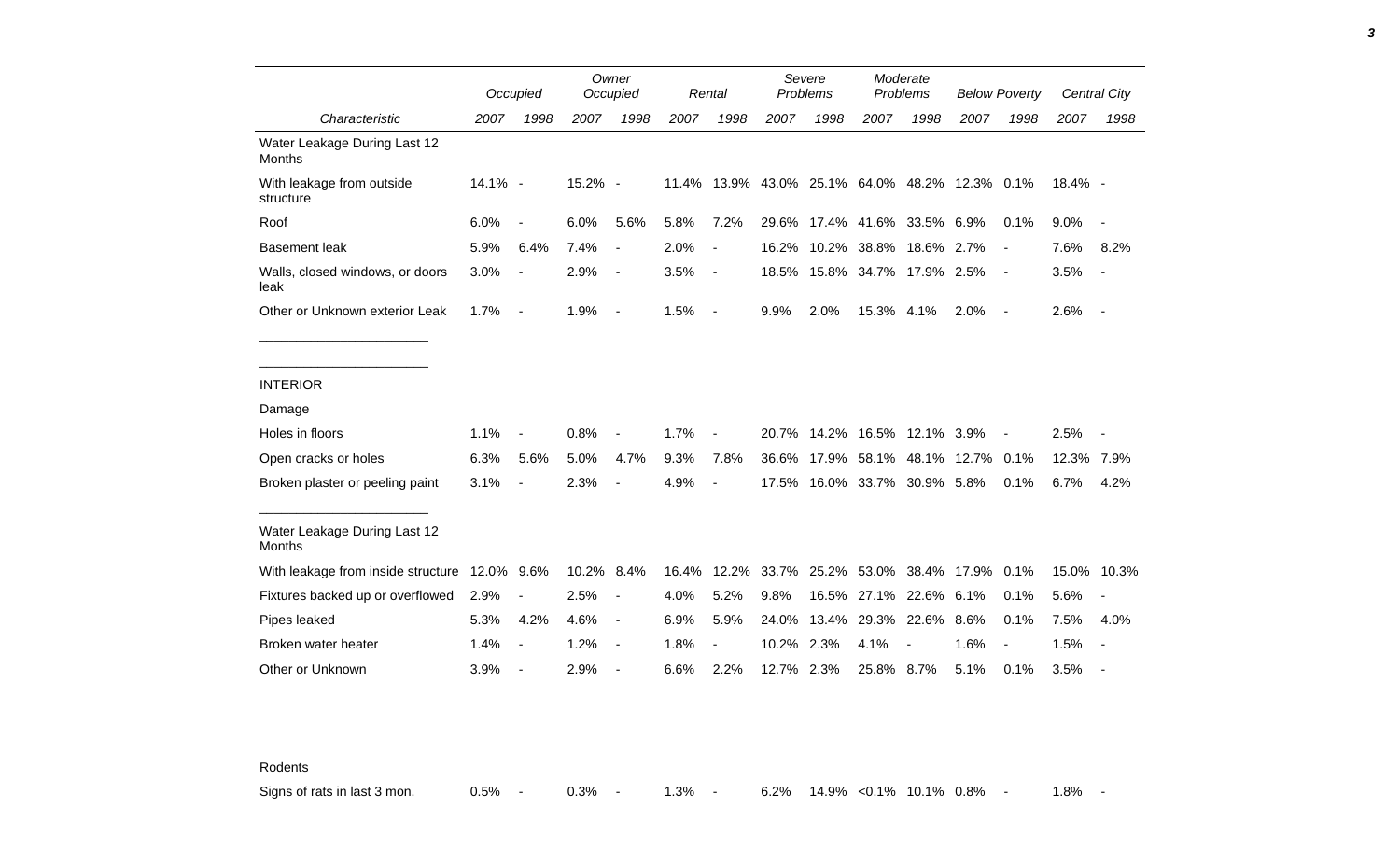| Characteristic | Occupied | | Owner Occupied | | Rental | | Severe Problems | | Moderate Problems | | Below Poverty | | Central City | |
|---|---|---|---|---|---|---|---|---|---|---|---|---|---|---|
| | 2007 | 1998 | 2007 | 1998 | 2007 | 1998 | 2007 | 1998 | 2007 | 1998 | 2007 | 1998 | 2007 | 1998 |
| Water Leakage During Last 12 Months | | | | | | | | | | | | | | |
| With leakage from outside structure | 14.1% | - | 15.2% | - | 11.4% | 13.9% | 43.0% | 25.1% | 64.0% | 48.2% | 12.3% | 0.1% | 18.4% | - |
| Roof | 6.0% | - | 6.0% | 5.6% | 5.8% | 7.2% | 29.6% | 17.4% | 41.6% | 33.5% | 6.9% | 0.1% | 9.0% | - |
| Basement leak | 5.9% | 6.4% | 7.4% | - | 2.0% | - | 16.2% | 10.2% | 38.8% | 18.6% | 2.7% | - | 7.6% | 8.2% |
| Walls, closed windows, or doors leak | 3.0% | - | 2.9% | - | 3.5% | - | 18.5% | 15.8% | 34.7% | 17.9% | 2.5% | - | 3.5% | - |
| Other or Unknown exterior Leak | 1.7% | - | 1.9% | - | 1.5% | - | 9.9% | 2.0% | 15.3% | 4.1% | 2.0% | - | 2.6% | - |
| INTERIOR | | | | | | | | | | | | | | |
| Damage | | | | | | | | | | | | | | |
| Holes in floors | 1.1% | - | 0.8% | - | 1.7% | - | 20.7% | 14.2% | 16.5% | 12.1% | 3.9% | - | 2.5% | - |
| Open cracks or holes | 6.3% | 5.6% | 5.0% | 4.7% | 9.3% | 7.8% | 36.6% | 17.9% | 58.1% | 48.1% | 12.7% | 0.1% | 12.3% | 7.9% |
| Broken plaster or peeling paint | 3.1% | - | 2.3% | - | 4.9% | - | 17.5% | 16.0% | 33.7% | 30.9% | 5.8% | 0.1% | 6.7% | 4.2% |
| Water Leakage During Last 12 Months | | | | | | | | | | | | | | |
| With leakage from inside structure | 12.0% | 9.6% | 10.2% | 8.4% | 16.4% | 12.2% | 33.7% | 25.2% | 53.0% | 38.4% | 17.9% | 0.1% | 15.0% | 10.3% |
| Fixtures backed up or overflowed | 2.9% | - | 2.5% | - | 4.0% | 5.2% | 9.8% | 16.5% | 27.1% | 22.6% | 6.1% | 0.1% | 5.6% | - |
| Pipes leaked | 5.3% | 4.2% | 4.6% | - | 6.9% | 5.9% | 24.0% | 13.4% | 29.3% | 22.6% | 8.6% | 0.1% | 7.5% | 4.0% |
| Broken water heater | 1.4% | - | 1.2% | - | 1.8% | - | 10.2% | 2.3% | 4.1% | - | 1.6% | - | 1.5% | - |
| Other or Unknown | 3.9% | - | 2.9% | - | 6.6% | 2.2% | 12.7% | 2.3% | 25.8% | 8.7% | 5.1% | 0.1% | 3.5% | - |
| Rodents | | | | | | | | | | | | | | |
| Signs of rats in last 3 mon. | 0.5% | - | 0.3% | - | 1.3% | - | 6.2% | 14.9% | <0.1% | 10.1% | 0.8% | - | 1.8% | - |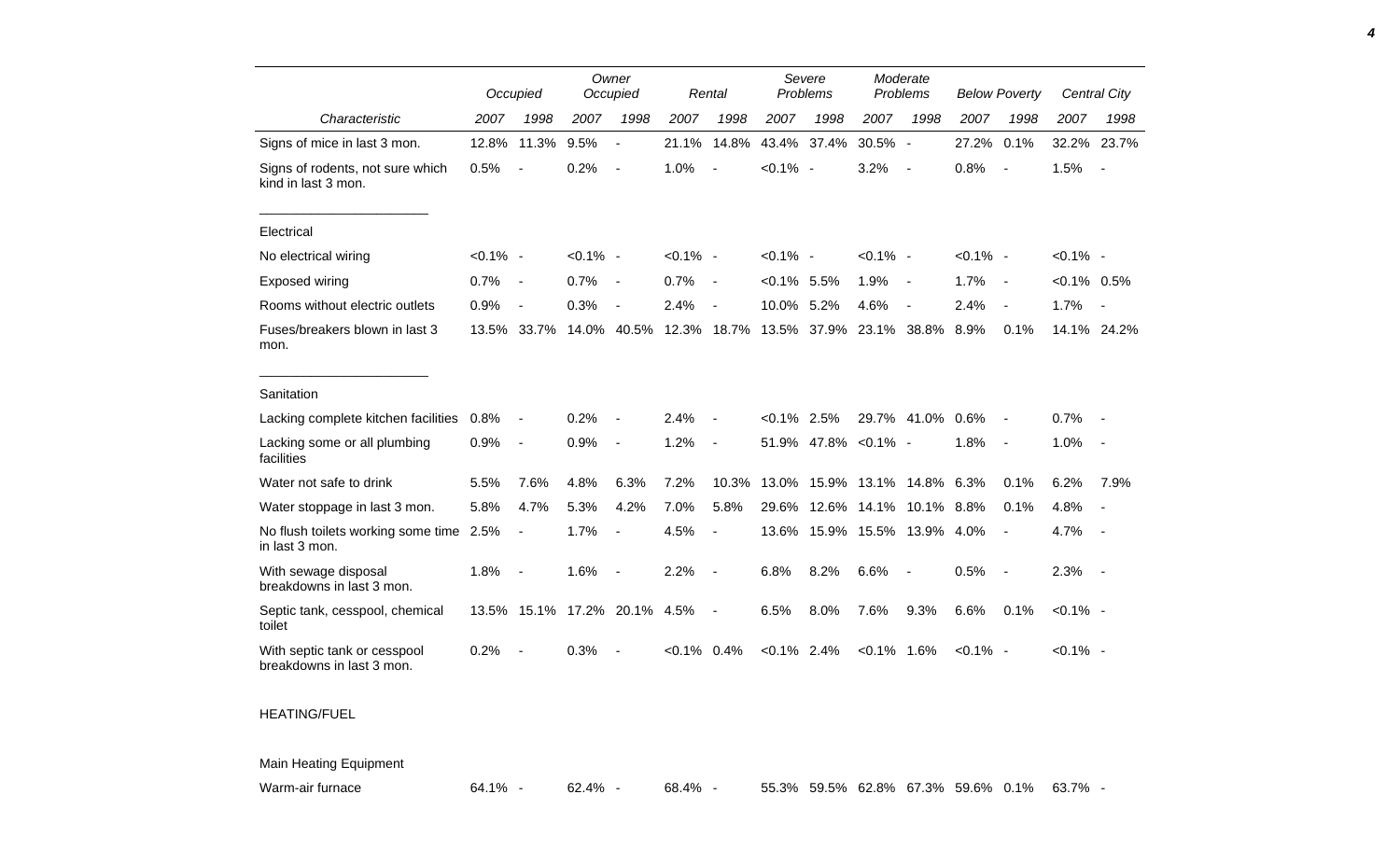| | Occupied | | Owner Occupied | | Rental | | Severe Problems | | Moderate Problems | | Below Poverty | | Central City | |
|---|---|---|---|---|---|---|---|---|---|---|---|---|---|---|
| Characteristic | 2007 | 1998 | 2007 | 1998 | 2007 | 1998 | 2007 | 1998 | 2007 | 1998 | 2007 | 1998 | 2007 | 1998 |
| Signs of mice in last 3 mon. | 12.8% | 11.3% | 9.5% | - | 21.1% | 14.8% | 43.4% | 37.4% | 30.5% | - | 27.2% | 0.1% | 32.2% | 23.7% |
| Signs of rodents, not sure which kind in last 3 mon. | 0.5% | - | 0.2% | - | 1.0% | - | <0.1% | - | 3.2% | - | 0.8% | - | 1.5% | - |
| Electrical | | | | | | | | | | | | | | |
| No electrical wiring | <0.1% | - | <0.1% | - | <0.1% | - | <0.1% | - | <0.1% | - | <0.1% | - | <0.1% | - |
| Exposed wiring | 0.7% | - | 0.7% | - | 0.7% | - | <0.1% | 5.5% | 1.9% | - | 1.7% | - | <0.1% | 0.5% |
| Rooms without electric outlets | 0.9% | - | 0.3% | - | 2.4% | - | 10.0% | 5.2% | 4.6% | - | 2.4% | - | 1.7% | - |
| Fuses/breakers blown in last 3 mon. | 13.5% | 33.7% | 14.0% | 40.5% | 12.3% | 18.7% | 13.5% | 37.9% | 23.1% | 38.8% | 8.9% | 0.1% | 14.1% | 24.2% |
| Sanitation | | | | | | | | | | | | | | |
| Lacking complete kitchen facilities | 0.8% | - | 0.2% | - | 2.4% | - | <0.1% | 2.5% | 29.7% | 41.0% | 0.6% | - | 0.7% | - |
| Lacking some or all plumbing facilities | 0.9% | - | 0.9% | - | 1.2% | - | 51.9% | 47.8% | <0.1% | - | 1.8% | - | 1.0% | - |
| Water not safe to drink | 5.5% | 7.6% | 4.8% | 6.3% | 7.2% | 10.3% | 13.0% | 15.9% | 13.1% | 14.8% | 6.3% | 0.1% | 6.2% | 7.9% |
| Water stoppage in last 3 mon. | 5.8% | 4.7% | 5.3% | 4.2% | 7.0% | 5.8% | 29.6% | 12.6% | 14.1% | 10.1% | 8.8% | 0.1% | 4.8% | - |
| No flush toilets working some time in last 3 mon. | 2.5% | - | 1.7% | - | 4.5% | - | 13.6% | 15.9% | 15.5% | 13.9% | 4.0% | - | 4.7% | - |
| With sewage disposal breakdowns in last 3 mon. | 1.8% | - | 1.6% | - | 2.2% | - | 6.8% | 8.2% | 6.6% | - | 0.5% | - | 2.3% | - |
| Septic tank, cesspool, chemical toilet | 13.5% | 15.1% | 17.2% | 20.1% | 4.5% | - | 6.5% | 8.0% | 7.6% | 9.3% | 6.6% | 0.1% | <0.1% | - |
| With septic tank or cesspool breakdowns in last 3 mon. | 0.2% | - | 0.3% | - | <0.1% | 0.4% | <0.1% | 2.4% | <0.1% | 1.6% | <0.1% | - | <0.1% | - |
| HEATING/FUEL | | | | | | | | | | | | | | |
| Main Heating Equipment | | | | | | | | | | | | | | |
| Warm-air furnace | 64.1% | - | 62.4% | - | 68.4% | - | 55.3% | 59.5% | 62.8% | 67.3% | 59.6% | 0.1% | 63.7% | - |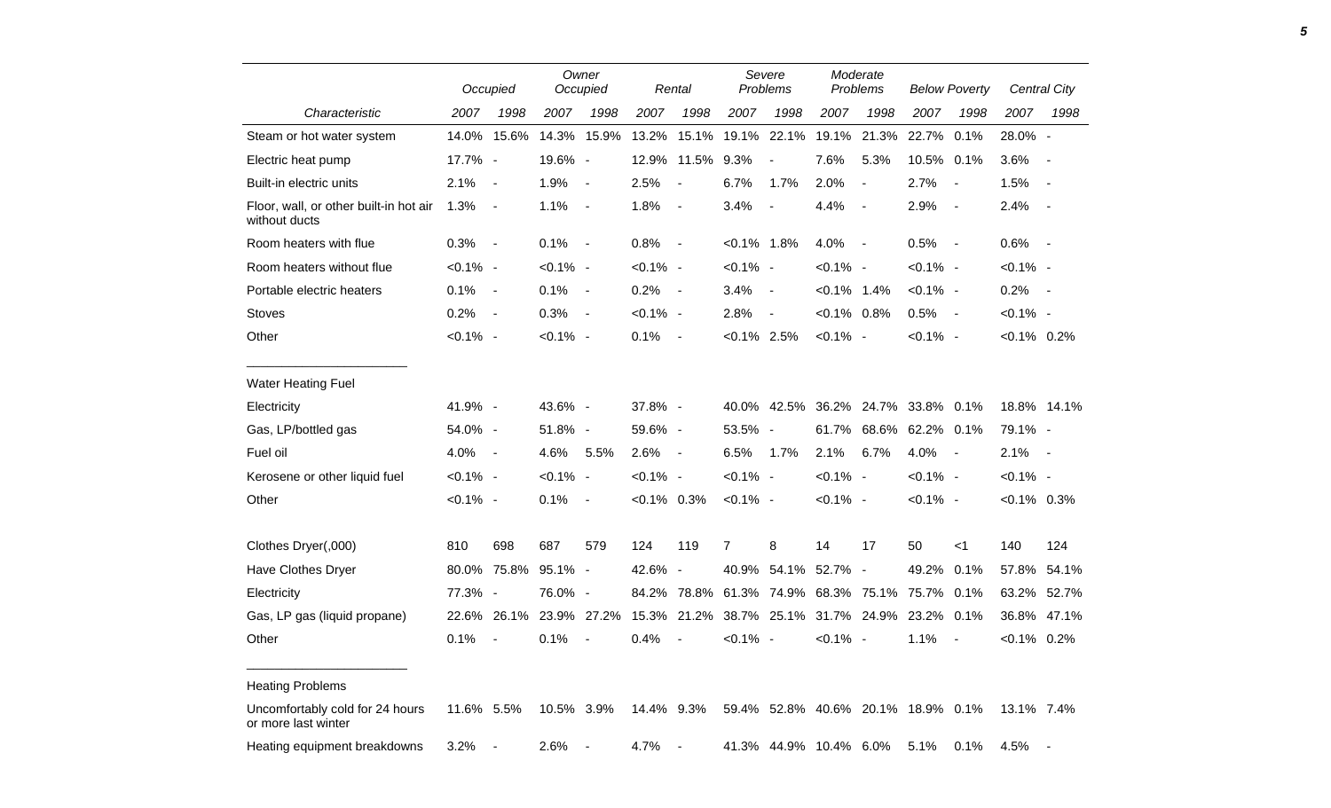| Characteristic | Occupied | | Owner Occupied | | Rental | | Severe Problems | | Moderate Problems | | Below Poverty | | Central City | |
|---|---|---|---|---|---|---|---|---|---|---|---|---|---|---|
| | 2007 | 1998 | 2007 | 1998 | 2007 | 1998 | 2007 | 1998 | 2007 | 1998 | 2007 | 1998 | 2007 | 1998 |
| Steam or hot water system | 14.0% | 15.6% | 14.3% | 15.9% | 13.2% | 15.1% | 19.1% | 22.1% | 19.1% | 21.3% | 22.7% | 0.1% | 28.0% | - |
| Electric heat pump | 17.7% | - | 19.6% | - | 12.9% | 11.5% | 9.3% | - | 7.6% | 5.3% | 10.5% | 0.1% | 3.6% | - |
| Built-in electric units | 2.1% | - | 1.9% | - | 2.5% | - | 6.7% | 1.7% | 2.0% | - | 2.7% | - | 1.5% | - |
| Floor, wall, or other built-in hot air without ducts | 1.3% | - | 1.1% | - | 1.8% | - | 3.4% | - | 4.4% | - | 2.9% | - | 2.4% | - |
| Room heaters with flue | 0.3% | - | 0.1% | - | 0.8% | - | <0.1% | 1.8% | 4.0% | - | 0.5% | - | 0.6% | - |
| Room heaters without flue | <0.1% | - | <0.1% | - | <0.1% | - | <0.1% | - | <0.1% | - | <0.1% | - | <0.1% | - |
| Portable electric heaters | 0.1% | - | 0.1% | - | 0.2% | - | 3.4% | - | <0.1% | 1.4% | <0.1% | - | 0.2% | - |
| Stoves | 0.2% | - | 0.3% | - | <0.1% | - | 2.8% | - | <0.1% | 0.8% | 0.5% | - | <0.1% | - |
| Other | <0.1% | - | <0.1% | - | 0.1% | - | <0.1% | 2.5% | <0.1% | - | <0.1% | - | <0.1% | 0.2% |
| Water Heating Fuel | | | | | | | | | | | | | | |
| Electricity | 41.9% | - | 43.6% | - | 37.8% | - | 40.0% | 42.5% | 36.2% | 24.7% | 33.8% | 0.1% | 18.8% | 14.1% |
| Gas, LP/bottled gas | 54.0% | - | 51.8% | - | 59.6% | - | 53.5% | - | 61.7% | 68.6% | 62.2% | 0.1% | 79.1% | - |
| Fuel oil | 4.0% | - | 4.6% | 5.5% | 2.6% | - | 6.5% | 1.7% | 2.1% | 6.7% | 4.0% | - | 2.1% | - |
| Kerosene or other liquid fuel | <0.1% | - | <0.1% | - | <0.1% | - | <0.1% | - | <0.1% | - | <0.1% | - | <0.1% | - |
| Other | <0.1% | - | 0.1% | - | <0.1% | 0.3% | <0.1% | - | <0.1% | - | <0.1% | - | <0.1% | 0.3% |
| Clothes Dryer(,000) | 810 | 698 | 687 | 579 | 124 | 119 | 7 | 8 | 14 | 17 | 50 | <1 | 140 | 124 |
| Have Clothes Dryer | 80.0% | 75.8% | 95.1% | - | 42.6% | - | 40.9% | 54.1% | 52.7% | - | 49.2% | 0.1% | 57.8% | 54.1% |
| Electricity | 77.3% | - | 76.0% | - | 84.2% | 78.8% | 61.3% | 74.9% | 68.3% | 75.1% | 75.7% | 0.1% | 63.2% | 52.7% |
| Gas, LP gas (liquid propane) | 22.6% | 26.1% | 23.9% | 27.2% | 15.3% | 21.2% | 38.7% | 25.1% | 31.7% | 24.9% | 23.2% | 0.1% | 36.8% | 47.1% |
| Other | 0.1% | - | 0.1% | - | 0.4% | - | <0.1% | - | <0.1% | - | 1.1% | - | <0.1% | 0.2% |
| Heating Problems | | | | | | | | | | | | | | |
| Uncomfortably cold for 24 hours or more last winter | 11.6% | 5.5% | 10.5% | 3.9% | 14.4% | 9.3% | 59.4% | 52.8% | 40.6% | 20.1% | 18.9% | 0.1% | 13.1% | 7.4% |
| Heating equipment breakdowns | 3.2% | - | 2.6% | - | 4.7% | - | 41.3% | 44.9% | 10.4% | 6.0% | 5.1% | 0.1% | 4.5% | - |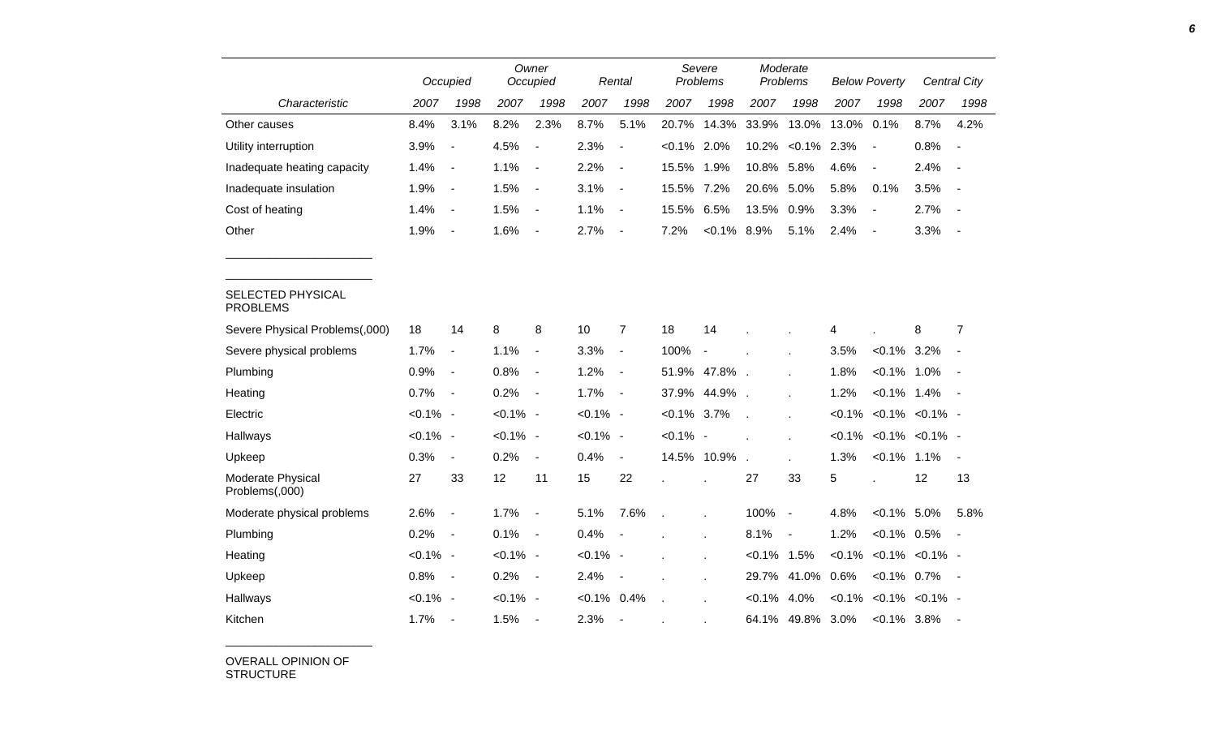| Characteristic | Occupied 2007 | Occupied 1998 | Owner Occupied 2007 | Owner Occupied 1998 | Rental 2007 | Rental 1998 | Severe Problems 2007 | Severe Problems 1998 | Moderate Problems 2007 | Moderate Problems 1998 | Below Poverty 2007 | Below Poverty 1998 | Central City 2007 | Central City 1998 |
|---|---|---|---|---|---|---|---|---|---|---|---|---|---|---|
| Other causes | 8.4% | 3.1% | 8.2% | 2.3% | 8.7% | 5.1% | 20.7% | 14.3% | 33.9% | 13.0% | 13.0% | 0.1% | 8.7% | 4.2% |
| Utility interruption | 3.9% | - | 4.5% | - | 2.3% | - | <0.1% | 2.0% | 10.2% | <0.1% | 2.3% | - | 0.8% | - |
| Inadequate heating capacity | 1.4% | - | 1.1% | - | 2.2% | - | 15.5% | 1.9% | 10.8% | 5.8% | 4.6% | - | 2.4% | - |
| Inadequate insulation | 1.9% | - | 1.5% | - | 3.1% | - | 15.5% | 7.2% | 20.6% | 5.0% | 5.8% | 0.1% | 3.5% | - |
| Cost of heating | 1.4% | - | 1.5% | - | 1.1% | - | 15.5% | 6.5% | 13.5% | 0.9% | 3.3% | - | 2.7% | - |
| Other | 1.9% | - | 1.6% | - | 2.7% | - | 7.2% | <0.1% | 8.9% | 5.1% | 2.4% | - | 3.3% | - |
| SELECTED PHYSICAL PROBLEMS | | | | | | | | | | | | | | |
| Severe Physical Problems(,000) | 18 | 14 | 8 | 8 | 10 | 7 | 18 | 14 | . | . | 4 | . | 8 | 7 |
| Severe physical problems | 1.7% | - | 1.1% | - | 3.3% | - | 100% | - | . | . | 3.5% | <0.1% | 3.2% | - |
| Plumbing | 0.9% | - | 0.8% | - | 1.2% | - | 51.9% | 47.8% | . | . | 1.8% | <0.1% | 1.0% | - |
| Heating | 0.7% | - | 0.2% | - | 1.7% | - | 37.9% | 44.9% | . | . | 1.2% | <0.1% | 1.4% | - |
| Electric | <0.1% | - | <0.1% | - | <0.1% | - | <0.1% | 3.7% | . | . | <0.1% | <0.1% | <0.1% | - |
| Hallways | <0.1% | - | <0.1% | - | <0.1% | - | <0.1% | - | . | . | <0.1% | <0.1% | <0.1% | - |
| Upkeep | 0.3% | - | 0.2% | - | 0.4% | - | 14.5% | 10.9% | . | . | 1.3% | <0.1% | 1.1% | - |
| Moderate Physical Problems(,000) | 27 | 33 | 12 | 11 | 15 | 22 | . | . | 27 | 33 | 5 | . | 12 | 13 |
| Moderate physical problems | 2.6% | - | 1.7% | - | 5.1% | 7.6% | . | . | 100% | - | 4.8% | <0.1% | 5.0% | 5.8% |
| Plumbing | 0.2% | - | 0.1% | - | 0.4% | - | . | . | 8.1% | - | 1.2% | <0.1% | 0.5% | - |
| Heating | <0.1% | - | <0.1% | - | <0.1% | - | . | . | <0.1% | 1.5% | <0.1% | <0.1% | <0.1% | - |
| Upkeep | 0.8% | - | 0.2% | - | 2.4% | - | . | . | 29.7% | 41.0% | 0.6% | <0.1% | 0.7% | - |
| Hallways | <0.1% | - | <0.1% | - | <0.1% | 0.4% | . | . | <0.1% | 4.0% | <0.1% | <0.1% | <0.1% | - |
| Kitchen | 1.7% | - | 1.5% | - | 2.3% | - | . | . | 64.1% | 49.8% | 3.0% | <0.1% | 3.8% | - |

OVERALL OPINION OF STRUCTURE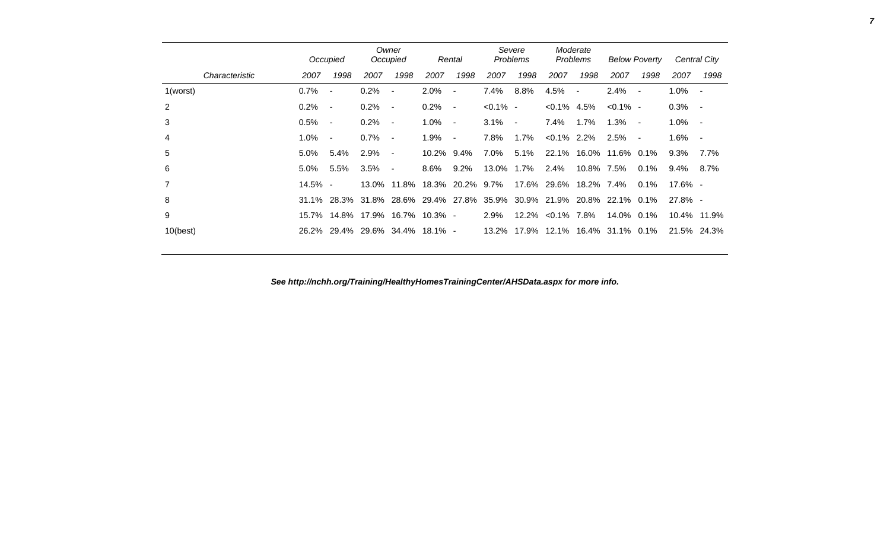| Characteristic | Occupied | | Owner Occupied | | Rental | | Severe Problems | | Moderate Problems | | Below Poverty | | Central City | |
|---|---|---|---|---|---|---|---|---|---|---|---|---|---|---|
| | 2007 | 1998 | 2007 | 1998 | 2007 | 1998 | 2007 | 1998 | 2007 | 1998 | 2007 | 1998 | 2007 | 1998 |
| 1(worst) | 0.7% | - | 0.2% | - | 2.0% | - | 7.4% | 8.8% | 4.5% | - | 2.4% | - | 1.0% | - |
| 2 | 0.2% | - | 0.2% | - | 0.2% | - | <0.1% | - | <0.1% | 4.5% | <0.1% | - | 0.3% | - |
| 3 | 0.5% | - | 0.2% | - | 1.0% | - | 3.1% | - | 7.4% | 1.7% | 1.3% | - | 1.0% | - |
| 4 | 1.0% | - | 0.7% | - | 1.9% | - | 7.8% | 1.7% | <0.1% | 2.2% | 2.5% | - | 1.6% | - |
| 5 | 5.0% | 5.4% | 2.9% | - | 10.2% | 9.4% | 7.0% | 5.1% | 22.1% | 16.0% | 11.6% | 0.1% | 9.3% | 7.7% |
| 6 | 5.0% | 5.5% | 3.5% | - | 8.6% | 9.2% | 13.0% | 1.7% | 2.4% | 10.8% | 7.5% | 0.1% | 9.4% | 8.7% |
| 7 | 14.5% | - | 13.0% | 11.8% | 18.3% | 20.2% | 9.7% | 17.6% | 29.6% | 18.2% | 7.4% | 0.1% | 17.6% | - |
| 8 | 31.1% | 28.3% | 31.8% | 28.6% | 29.4% | 27.8% | 35.9% | 30.9% | 21.9% | 20.8% | 22.1% | 0.1% | 27.8% | - |
| 9 | 15.7% | 14.8% | 17.9% | 16.7% | 10.3% | - | 2.9% | 12.2% | <0.1% | 7.8% | 14.0% | 0.1% | 10.4% | 11.9% |
| 10(best) | 26.2% | 29.4% | 29.6% | 34.4% | 18.1% | - | 13.2% | 17.9% | 12.1% | 16.4% | 31.1% | 0.1% | 21.5% | 24.3% |

***See http://nchh.org/Training/HealthyHomesTrainingCenter/AHSData.aspx for more info.***